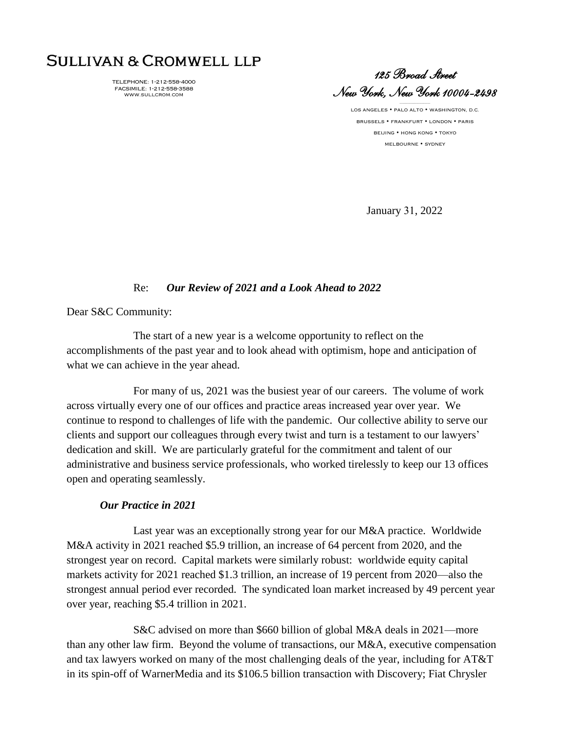# SULLIVAN & CROMWELL LLP

TELEPHONE: 1-212-558-4000
FACSIMILE: 1-212-558-3588
WWW.SULLCROM.COM

*125 Broad Street*
*New York, New York 10004-2498*

LOS ANGELES • PALO ALTO • WASHINGTON, D.C.
BRUSSELS • FRANKFURT • LONDON • PARIS
BEIJING • HONG KONG • TOKYO
MELBOURNE • SYDNEY

January 31, 2022

Re: ***Our Review of 2021 and a Look Ahead to 2022***

Dear S&C Community:

The start of a new year is a welcome opportunity to reflect on the accomplishments of the past year and to look ahead with optimism, hope and anticipation of what we can achieve in the year ahead.

For many of us, 2021 was the busiest year of our careers. The volume of work across virtually every one of our offices and practice areas increased year over year. We continue to respond to challenges of life with the pandemic. Our collective ability to serve our clients and support our colleagues through every twist and turn is a testament to our lawyers' dedication and skill. We are particularly grateful for the commitment and talent of our administrative and business service professionals, who worked tirelessly to keep our 13 offices open and operating seamlessly.

***Our Practice in 2021***

Last year was an exceptionally strong year for our M&A practice. Worldwide M&A activity in 2021 reached $5.9 trillion, an increase of 64 percent from 2020, and the strongest year on record. Capital markets were similarly robust: worldwide equity capital markets activity for 2021 reached $1.3 trillion, an increase of 19 percent from 2020—also the strongest annual period ever recorded. The syndicated loan market increased by 49 percent year over year, reaching $5.4 trillion in 2021.

S&C advised on more than $660 billion of global M&A deals in 2021—more than any other law firm. Beyond the volume of transactions, our M&A, executive compensation and tax lawyers worked on many of the most challenging deals of the year, including for AT&T in its spin-off of WarnerMedia and its $106.5 billion transaction with Discovery; Fiat Chrysler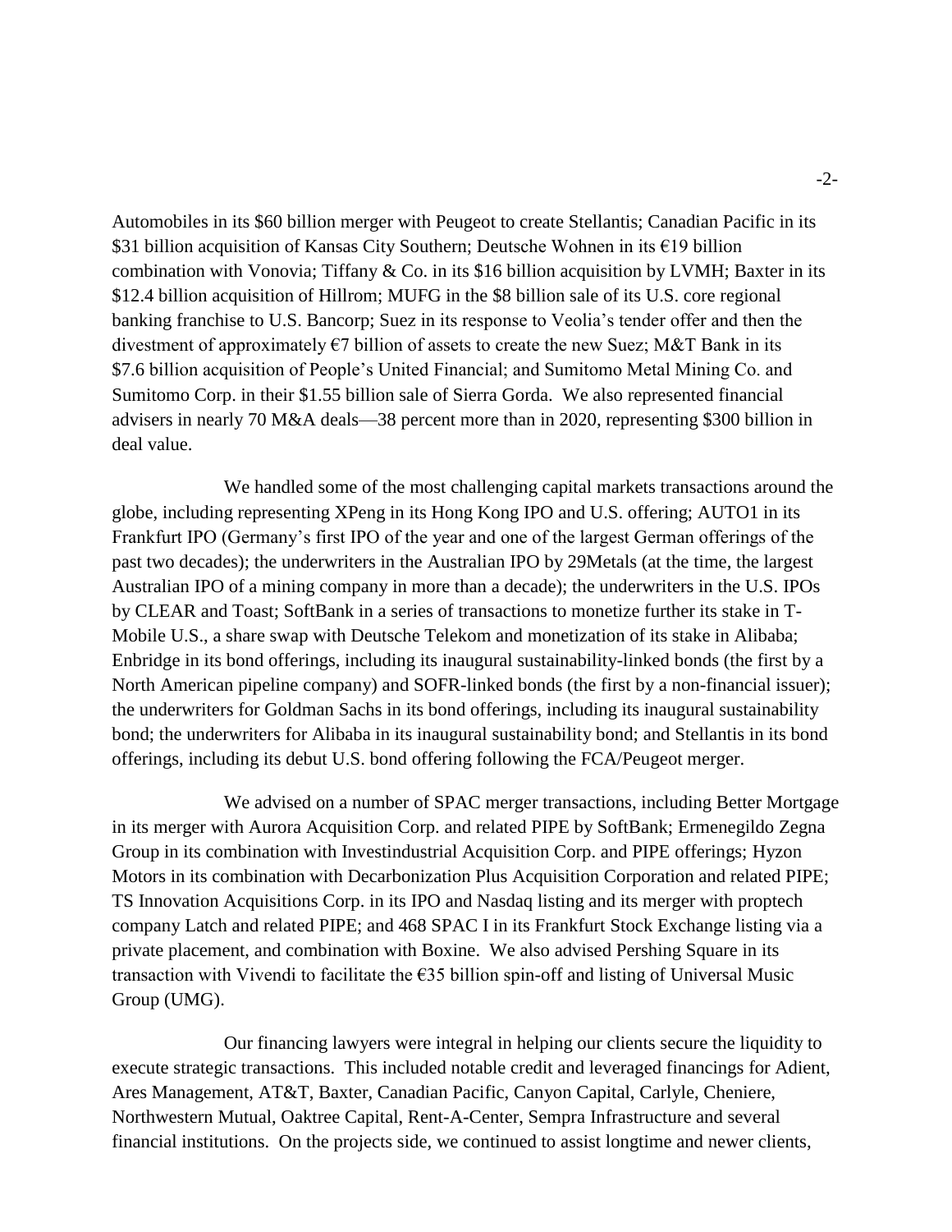Automobiles in its $60 billion merger with Peugeot to create Stellantis; Canadian Pacific in its $31 billion acquisition of Kansas City Southern; Deutsche Wohnen in its €19 billion combination with Vonovia; Tiffany & Co. in its $16 billion acquisition by LVMH; Baxter in its $12.4 billion acquisition of Hillrom; MUFG in the $8 billion sale of its U.S. core regional banking franchise to U.S. Bancorp; Suez in its response to Veolia's tender offer and then the divestment of approximately €7 billion of assets to create the new Suez; M&T Bank in its $7.6 billion acquisition of People's United Financial; and Sumitomo Metal Mining Co. and Sumitomo Corp. in their $1.55 billion sale of Sierra Gorda. We also represented financial advisers in nearly 70 M&A deals—38 percent more than in 2020, representing $300 billion in deal value.

We handled some of the most challenging capital markets transactions around the globe, including representing XPeng in its Hong Kong IPO and U.S. offering; AUTO1 in its Frankfurt IPO (Germany's first IPO of the year and one of the largest German offerings of the past two decades); the underwriters in the Australian IPO by 29Metals (at the time, the largest Australian IPO of a mining company in more than a decade); the underwriters in the U.S. IPOs by CLEAR and Toast; SoftBank in a series of transactions to monetize further its stake in T-Mobile U.S., a share swap with Deutsche Telekom and monetization of its stake in Alibaba; Enbridge in its bond offerings, including its inaugural sustainability-linked bonds (the first by a North American pipeline company) and SOFR-linked bonds (the first by a non-financial issuer); the underwriters for Goldman Sachs in its bond offerings, including its inaugural sustainability bond; the underwriters for Alibaba in its inaugural sustainability bond; and Stellantis in its bond offerings, including its debut U.S. bond offering following the FCA/Peugeot merger.

We advised on a number of SPAC merger transactions, including Better Mortgage in its merger with Aurora Acquisition Corp. and related PIPE by SoftBank; Ermenegildo Zegna Group in its combination with Investindustrial Acquisition Corp. and PIPE offerings; Hyzon Motors in its combination with Decarbonization Plus Acquisition Corporation and related PIPE; TS Innovation Acquisitions Corp. in its IPO and Nasdaq listing and its merger with proptech company Latch and related PIPE; and 468 SPAC I in its Frankfurt Stock Exchange listing via a private placement, and combination with Boxine. We also advised Pershing Square in its transaction with Vivendi to facilitate the €35 billion spin-off and listing of Universal Music Group (UMG).

Our financing lawyers were integral in helping our clients secure the liquidity to execute strategic transactions. This included notable credit and leveraged financings for Adient, Ares Management, AT&T, Baxter, Canadian Pacific, Canyon Capital, Carlyle, Cheniere, Northwestern Mutual, Oaktree Capital, Rent-A-Center, Sempra Infrastructure and several financial institutions. On the projects side, we continued to assist longtime and newer clients,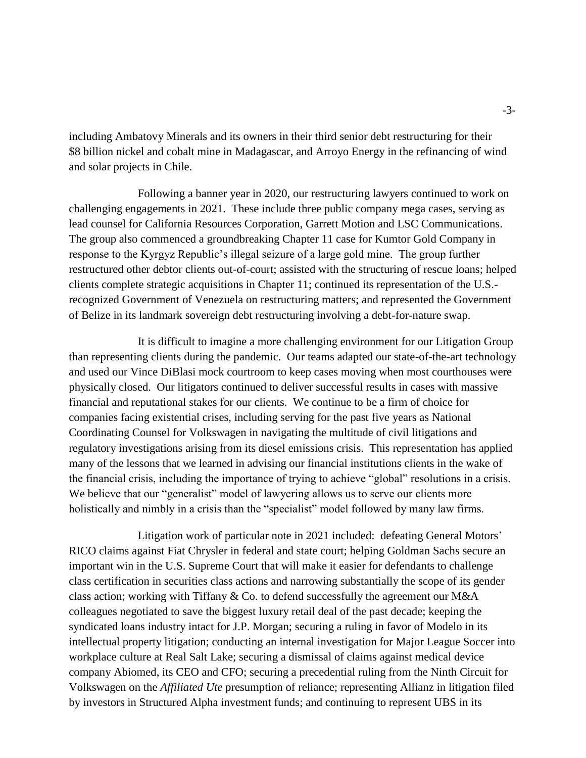including Ambatovy Minerals and its owners in their third senior debt restructuring for their $8 billion nickel and cobalt mine in Madagascar, and Arroyo Energy in the refinancing of wind and solar projects in Chile.

Following a banner year in 2020, our restructuring lawyers continued to work on challenging engagements in 2021. These include three public company mega cases, serving as lead counsel for California Resources Corporation, Garrett Motion and LSC Communications. The group also commenced a groundbreaking Chapter 11 case for Kumtor Gold Company in response to the Kyrgyz Republic's illegal seizure of a large gold mine. The group further restructured other debtor clients out-of-court; assisted with the structuring of rescue loans; helped clients complete strategic acquisitions in Chapter 11; continued its representation of the U.S.-recognized Government of Venezuela on restructuring matters; and represented the Government of Belize in its landmark sovereign debt restructuring involving a debt-for-nature swap.

It is difficult to imagine a more challenging environment for our Litigation Group than representing clients during the pandemic. Our teams adapted our state-of-the-art technology and used our Vince DiBlasi mock courtroom to keep cases moving when most courthouses were physically closed. Our litigators continued to deliver successful results in cases with massive financial and reputational stakes for our clients. We continue to be a firm of choice for companies facing existential crises, including serving for the past five years as National Coordinating Counsel for Volkswagen in navigating the multitude of civil litigations and regulatory investigations arising from its diesel emissions crisis. This representation has applied many of the lessons that we learned in advising our financial institutions clients in the wake of the financial crisis, including the importance of trying to achieve "global" resolutions in a crisis. We believe that our "generalist" model of lawyering allows us to serve our clients more holistically and nimbly in a crisis than the "specialist" model followed by many law firms.

Litigation work of particular note in 2021 included: defeating General Motors' RICO claims against Fiat Chrysler in federal and state court; helping Goldman Sachs secure an important win in the U.S. Supreme Court that will make it easier for defendants to challenge class certification in securities class actions and narrowing substantially the scope of its gender class action; working with Tiffany & Co. to defend successfully the agreement our M&A colleagues negotiated to save the biggest luxury retail deal of the past decade; keeping the syndicated loans industry intact for J.P. Morgan; securing a ruling in favor of Modelo in its intellectual property litigation; conducting an internal investigation for Major League Soccer into workplace culture at Real Salt Lake; securing a dismissal of claims against medical device company Abiomed, its CEO and CFO; securing a precedential ruling from the Ninth Circuit for Volkswagen on the *Affiliated Ute* presumption of reliance; representing Allianz in litigation filed by investors in Structured Alpha investment funds; and continuing to represent UBS in its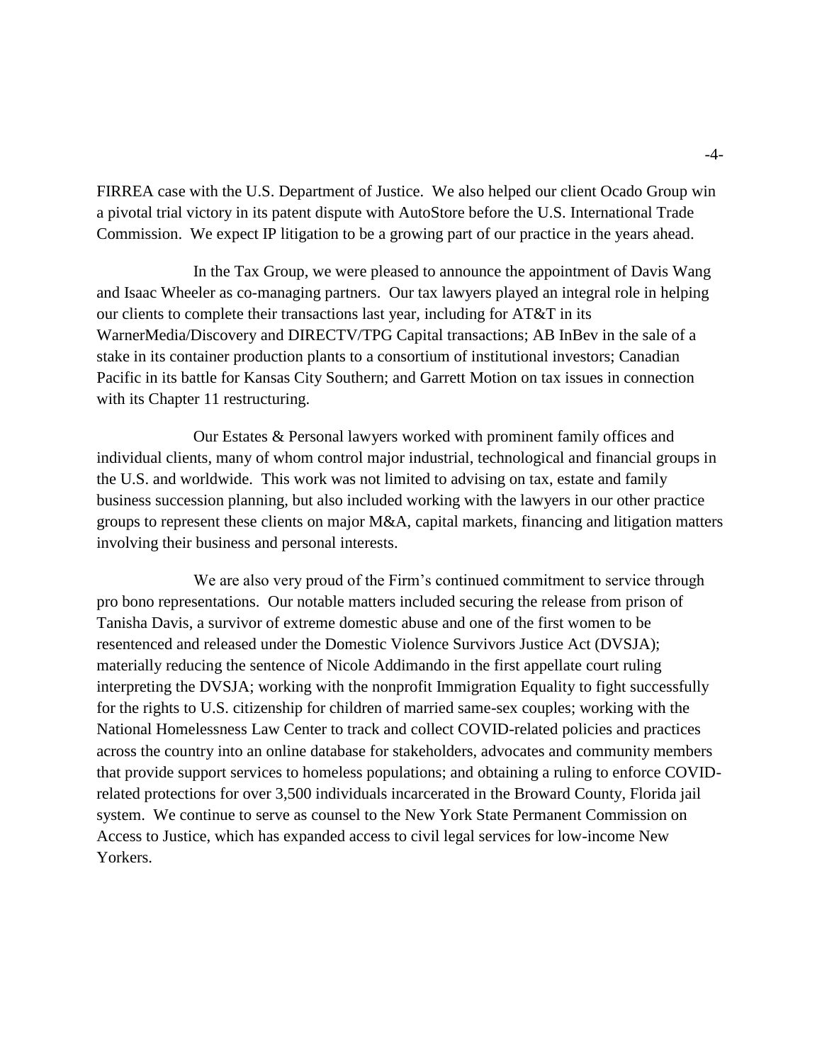FIRREA case with the U.S. Department of Justice. We also helped our client Ocado Group win a pivotal trial victory in its patent dispute with AutoStore before the U.S. International Trade Commission. We expect IP litigation to be a growing part of our practice in the years ahead.

In the Tax Group, we were pleased to announce the appointment of Davis Wang and Isaac Wheeler as co-managing partners. Our tax lawyers played an integral role in helping our clients to complete their transactions last year, including for AT&T in its WarnerMedia/Discovery and DIRECTV/TPG Capital transactions; AB InBev in the sale of a stake in its container production plants to a consortium of institutional investors; Canadian Pacific in its battle for Kansas City Southern; and Garrett Motion on tax issues in connection with its Chapter 11 restructuring.

Our Estates & Personal lawyers worked with prominent family offices and individual clients, many of whom control major industrial, technological and financial groups in the U.S. and worldwide. This work was not limited to advising on tax, estate and family business succession planning, but also included working with the lawyers in our other practice groups to represent these clients on major M&A, capital markets, financing and litigation matters involving their business and personal interests.

We are also very proud of the Firm's continued commitment to service through pro bono representations. Our notable matters included securing the release from prison of Tanisha Davis, a survivor of extreme domestic abuse and one of the first women to be resentenced and released under the Domestic Violence Survivors Justice Act (DVSJA); materially reducing the sentence of Nicole Addimando in the first appellate court ruling interpreting the DVSJA; working with the nonprofit Immigration Equality to fight successfully for the rights to U.S. citizenship for children of married same-sex couples; working with the National Homelessness Law Center to track and collect COVID-related policies and practices across the country into an online database for stakeholders, advocates and community members that provide support services to homeless populations; and obtaining a ruling to enforce COVID-related protections for over 3,500 individuals incarcerated in the Broward County, Florida jail system. We continue to serve as counsel to the New York State Permanent Commission on Access to Justice, which has expanded access to civil legal services for low-income New Yorkers.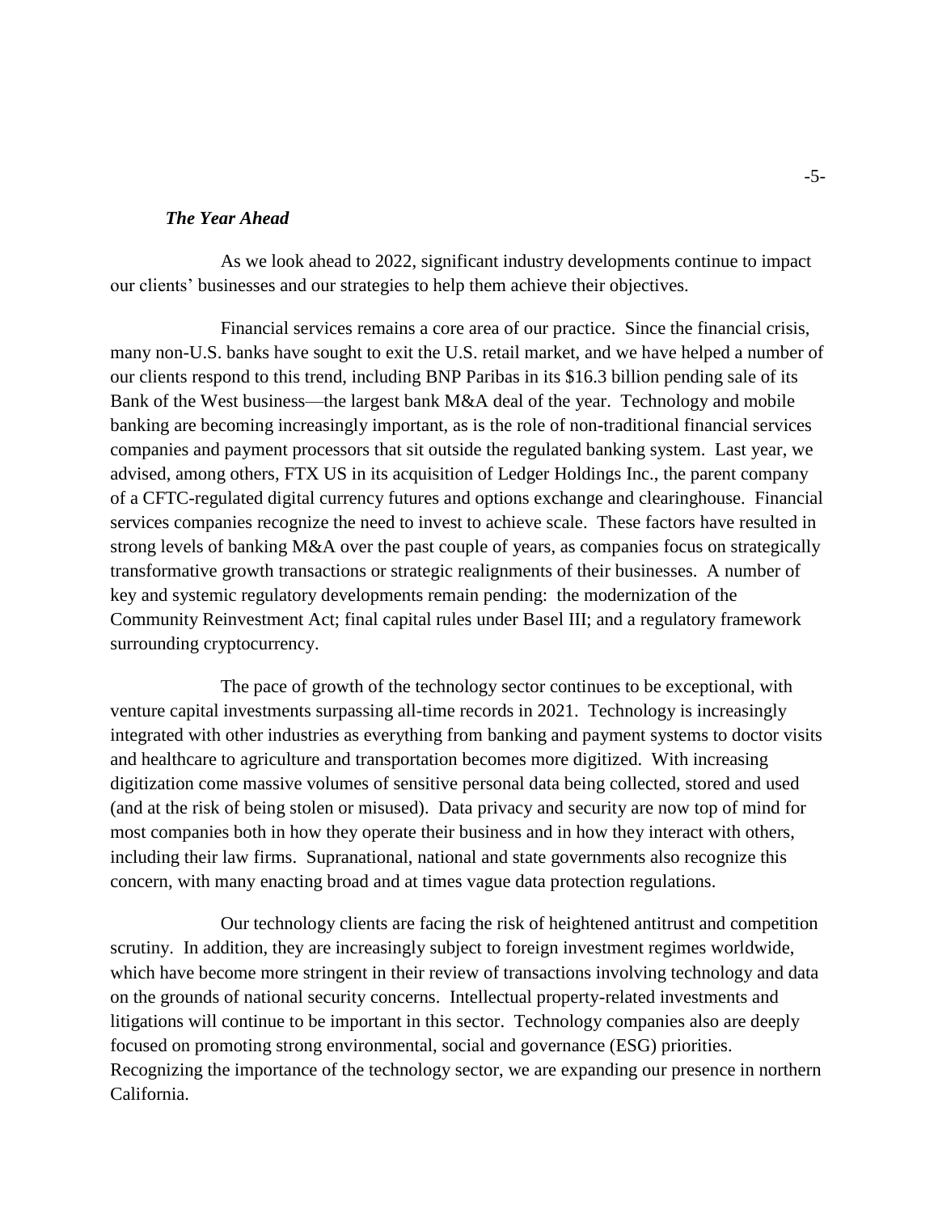***The Year Ahead***

As we look ahead to 2022, significant industry developments continue to impact our clients' businesses and our strategies to help them achieve their objectives.

Financial services remains a core area of our practice. Since the financial crisis, many non-U.S. banks have sought to exit the U.S. retail market, and we have helped a number of our clients respond to this trend, including BNP Paribas in its $16.3 billion pending sale of its Bank of the West business—the largest bank M&A deal of the year. Technology and mobile banking are becoming increasingly important, as is the role of non-traditional financial services companies and payment processors that sit outside the regulated banking system. Last year, we advised, among others, FTX US in its acquisition of Ledger Holdings Inc., the parent company of a CFTC-regulated digital currency futures and options exchange and clearinghouse. Financial services companies recognize the need to invest to achieve scale. These factors have resulted in strong levels of banking M&A over the past couple of years, as companies focus on strategically transformative growth transactions or strategic realignments of their businesses. A number of key and systemic regulatory developments remain pending: the modernization of the Community Reinvestment Act; final capital rules under Basel III; and a regulatory framework surrounding cryptocurrency.

The pace of growth of the technology sector continues to be exceptional, with venture capital investments surpassing all-time records in 2021. Technology is increasingly integrated with other industries as everything from banking and payment systems to doctor visits and healthcare to agriculture and transportation becomes more digitized. With increasing digitization come massive volumes of sensitive personal data being collected, stored and used (and at the risk of being stolen or misused). Data privacy and security are now top of mind for most companies both in how they operate their business and in how they interact with others, including their law firms. Supranational, national and state governments also recognize this concern, with many enacting broad and at times vague data protection regulations.

Our technology clients are facing the risk of heightened antitrust and competition scrutiny. In addition, they are increasingly subject to foreign investment regimes worldwide, which have become more stringent in their review of transactions involving technology and data on the grounds of national security concerns. Intellectual property-related investments and litigations will continue to be important in this sector. Technology companies also are deeply focused on promoting strong environmental, social and governance (ESG) priorities. Recognizing the importance of the technology sector, we are expanding our presence in northern California.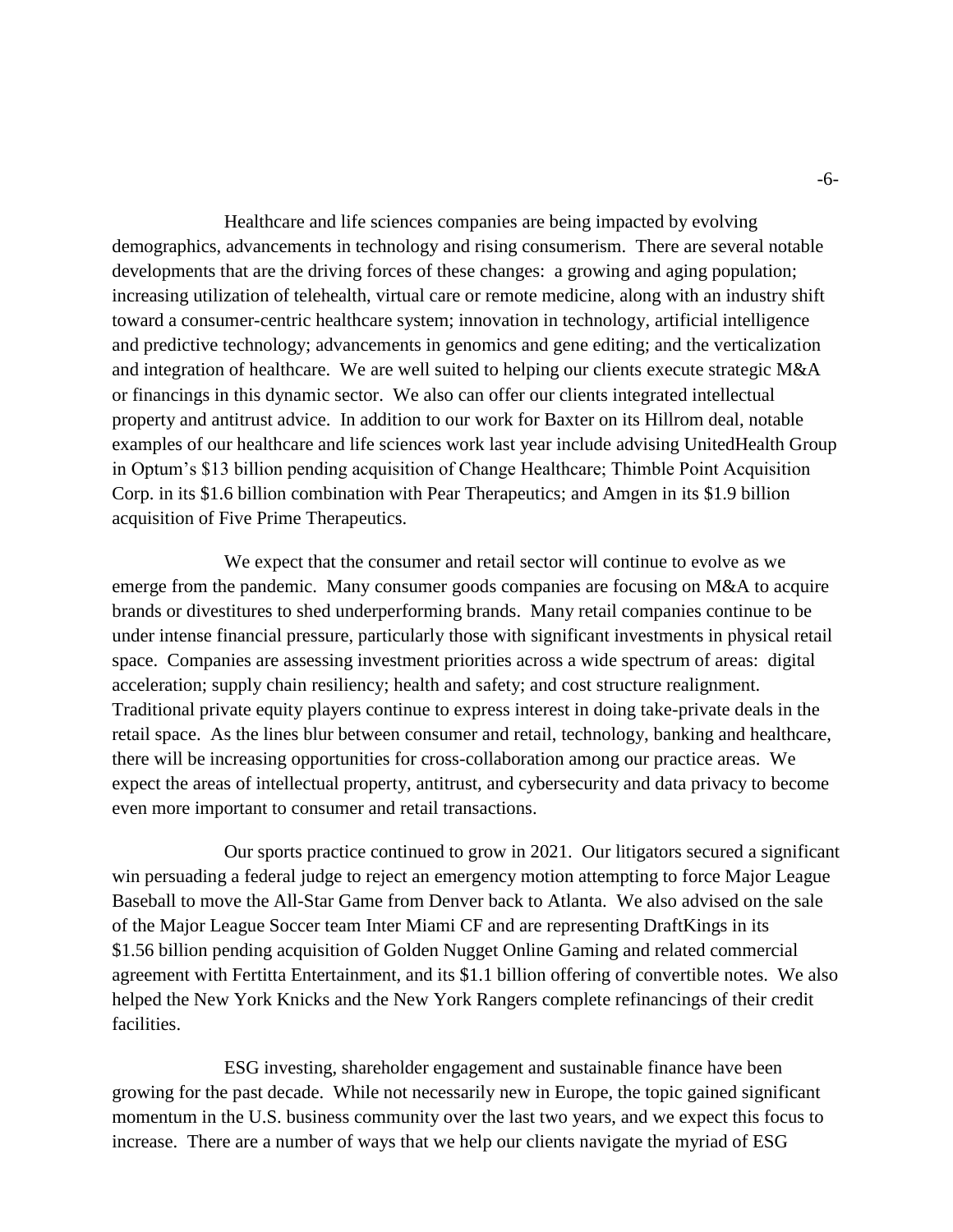Healthcare and life sciences companies are being impacted by evolving demographics, advancements in technology and rising consumerism. There are several notable developments that are the driving forces of these changes: a growing and aging population; increasing utilization of telehealth, virtual care or remote medicine, along with an industry shift toward a consumer-centric healthcare system; innovation in technology, artificial intelligence and predictive technology; advancements in genomics and gene editing; and the verticalization and integration of healthcare. We are well suited to helping our clients execute strategic M&A or financings in this dynamic sector. We also can offer our clients integrated intellectual property and antitrust advice. In addition to our work for Baxter on its Hillrom deal, notable examples of our healthcare and life sciences work last year include advising UnitedHealth Group in Optum's $13 billion pending acquisition of Change Healthcare; Thimble Point Acquisition Corp. in its $1.6 billion combination with Pear Therapeutics; and Amgen in its $1.9 billion acquisition of Five Prime Therapeutics.

We expect that the consumer and retail sector will continue to evolve as we emerge from the pandemic. Many consumer goods companies are focusing on M&A to acquire brands or divestitures to shed underperforming brands. Many retail companies continue to be under intense financial pressure, particularly those with significant investments in physical retail space. Companies are assessing investment priorities across a wide spectrum of areas: digital acceleration; supply chain resiliency; health and safety; and cost structure realignment. Traditional private equity players continue to express interest in doing take-private deals in the retail space. As the lines blur between consumer and retail, technology, banking and healthcare, there will be increasing opportunities for cross-collaboration among our practice areas. We expect the areas of intellectual property, antitrust, and cybersecurity and data privacy to become even more important to consumer and retail transactions.

Our sports practice continued to grow in 2021. Our litigators secured a significant win persuading a federal judge to reject an emergency motion attempting to force Major League Baseball to move the All-Star Game from Denver back to Atlanta. We also advised on the sale of the Major League Soccer team Inter Miami CF and are representing DraftKings in its $1.56 billion pending acquisition of Golden Nugget Online Gaming and related commercial agreement with Fertitta Entertainment, and its $1.1 billion offering of convertible notes. We also helped the New York Knicks and the New York Rangers complete refinancings of their credit facilities.

ESG investing, shareholder engagement and sustainable finance have been growing for the past decade. While not necessarily new in Europe, the topic gained significant momentum in the U.S. business community over the last two years, and we expect this focus to increase. There are a number of ways that we help our clients navigate the myriad of ESG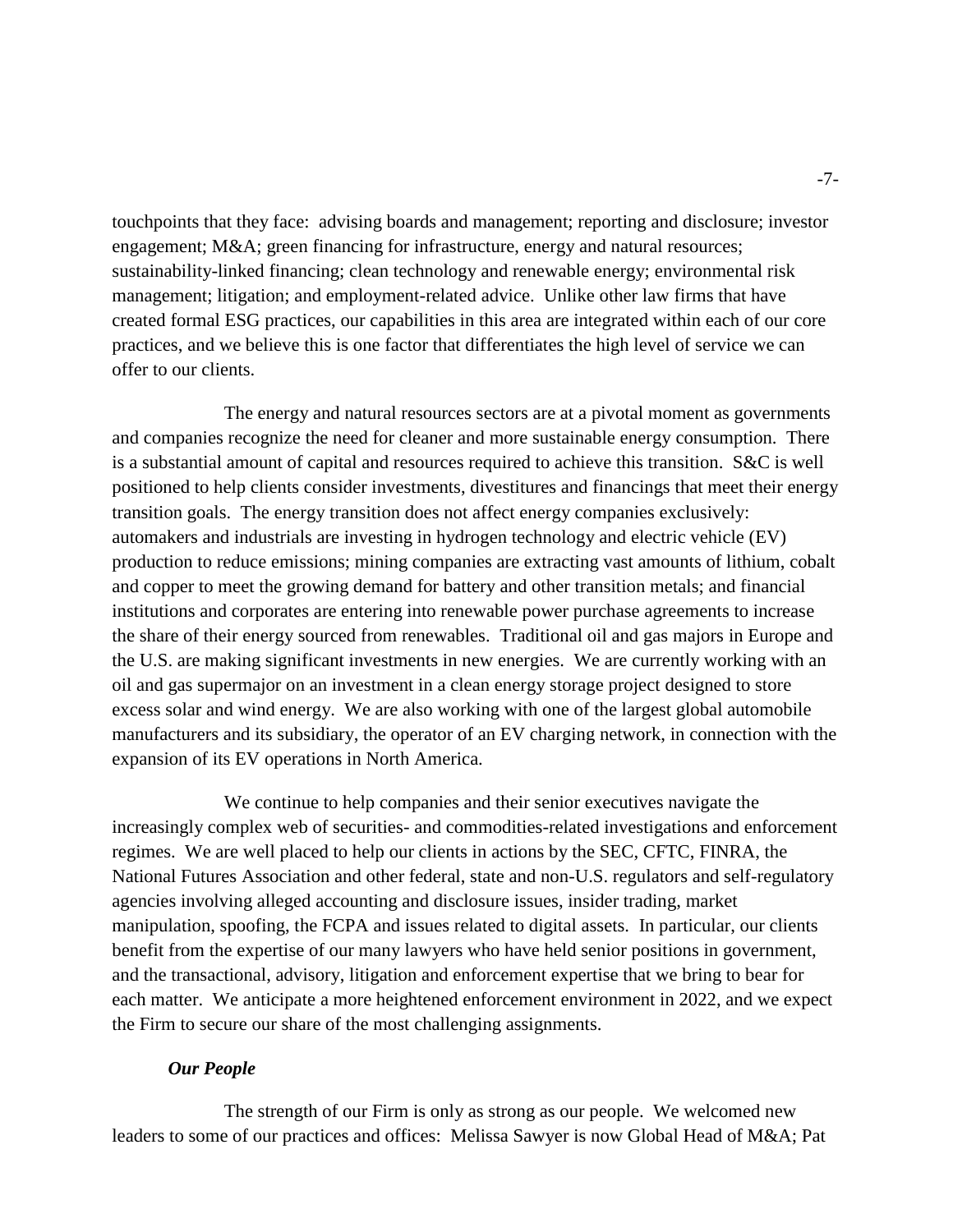touchpoints that they face: advising boards and management; reporting and disclosure; investor engagement; M&A; green financing for infrastructure, energy and natural resources; sustainability-linked financing; clean technology and renewable energy; environmental risk management; litigation; and employment-related advice. Unlike other law firms that have created formal ESG practices, our capabilities in this area are integrated within each of our core practices, and we believe this is one factor that differentiates the high level of service we can offer to our clients.

The energy and natural resources sectors are at a pivotal moment as governments and companies recognize the need for cleaner and more sustainable energy consumption. There is a substantial amount of capital and resources required to achieve this transition. S&C is well positioned to help clients consider investments, divestitures and financings that meet their energy transition goals. The energy transition does not affect energy companies exclusively: automakers and industrials are investing in hydrogen technology and electric vehicle (EV) production to reduce emissions; mining companies are extracting vast amounts of lithium, cobalt and copper to meet the growing demand for battery and other transition metals; and financial institutions and corporates are entering into renewable power purchase agreements to increase the share of their energy sourced from renewables. Traditional oil and gas majors in Europe and the U.S. are making significant investments in new energies. We are currently working with an oil and gas supermajor on an investment in a clean energy storage project designed to store excess solar and wind energy. We are also working with one of the largest global automobile manufacturers and its subsidiary, the operator of an EV charging network, in connection with the expansion of its EV operations in North America.

We continue to help companies and their senior executives navigate the increasingly complex web of securities- and commodities-related investigations and enforcement regimes. We are well placed to help our clients in actions by the SEC, CFTC, FINRA, the National Futures Association and other federal, state and non-U.S. regulators and self-regulatory agencies involving alleged accounting and disclosure issues, insider trading, market manipulation, spoofing, the FCPA and issues related to digital assets. In particular, our clients benefit from the expertise of our many lawyers who have held senior positions in government, and the transactional, advisory, litigation and enforcement expertise that we bring to bear for each matter. We anticipate a more heightened enforcement environment in 2022, and we expect the Firm to secure our share of the most challenging assignments.

***Our People***

The strength of our Firm is only as strong as our people. We welcomed new leaders to some of our practices and offices: Melissa Sawyer is now Global Head of M&A; Pat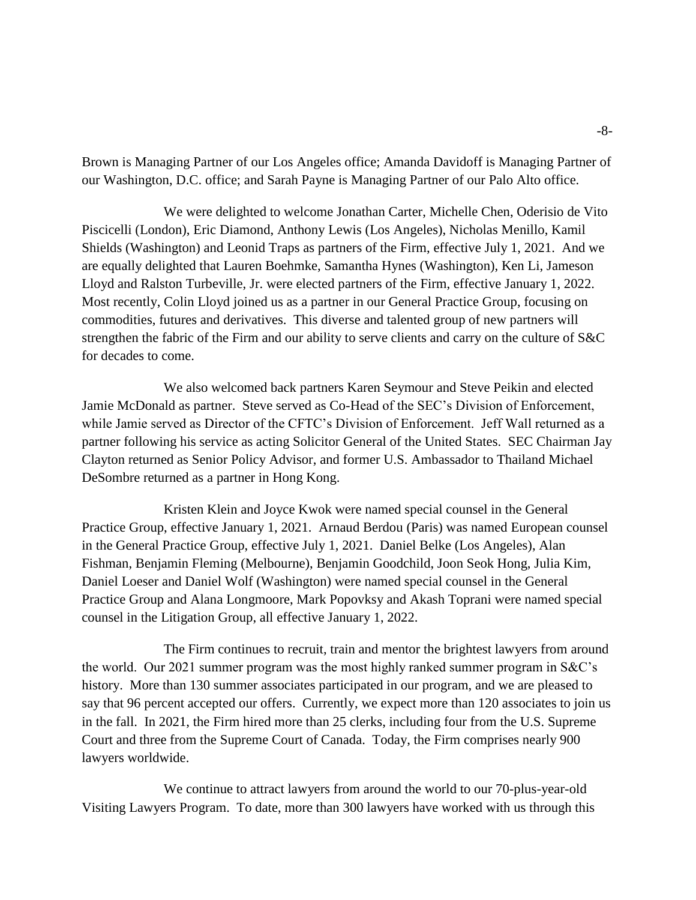Brown is Managing Partner of our Los Angeles office; Amanda Davidoff is Managing Partner of our Washington, D.C. office; and Sarah Payne is Managing Partner of our Palo Alto office.

We were delighted to welcome Jonathan Carter, Michelle Chen, Oderisio de Vito Piscicelli (London), Eric Diamond, Anthony Lewis (Los Angeles), Nicholas Menillo, Kamil Shields (Washington) and Leonid Traps as partners of the Firm, effective July 1, 2021. And we are equally delighted that Lauren Boehmke, Samantha Hynes (Washington), Ken Li, Jameson Lloyd and Ralston Turbeville, Jr. were elected partners of the Firm, effective January 1, 2022. Most recently, Colin Lloyd joined us as a partner in our General Practice Group, focusing on commodities, futures and derivatives. This diverse and talented group of new partners will strengthen the fabric of the Firm and our ability to serve clients and carry on the culture of S&C for decades to come.

We also welcomed back partners Karen Seymour and Steve Peikin and elected Jamie McDonald as partner. Steve served as Co-Head of the SEC's Division of Enforcement, while Jamie served as Director of the CFTC's Division of Enforcement. Jeff Wall returned as a partner following his service as acting Solicitor General of the United States. SEC Chairman Jay Clayton returned as Senior Policy Advisor, and former U.S. Ambassador to Thailand Michael DeSombre returned as a partner in Hong Kong.

Kristen Klein and Joyce Kwok were named special counsel in the General Practice Group, effective January 1, 2021. Arnaud Berdou (Paris) was named European counsel in the General Practice Group, effective July 1, 2021. Daniel Belke (Los Angeles), Alan Fishman, Benjamin Fleming (Melbourne), Benjamin Goodchild, Joon Seok Hong, Julia Kim, Daniel Loeser and Daniel Wolf (Washington) were named special counsel in the General Practice Group and Alana Longmoore, Mark Popovksy and Akash Toprani were named special counsel in the Litigation Group, all effective January 1, 2022.

The Firm continues to recruit, train and mentor the brightest lawyers from around the world. Our 2021 summer program was the most highly ranked summer program in S&C's history. More than 130 summer associates participated in our program, and we are pleased to say that 96 percent accepted our offers. Currently, we expect more than 120 associates to join us in the fall. In 2021, the Firm hired more than 25 clerks, including four from the U.S. Supreme Court and three from the Supreme Court of Canada. Today, the Firm comprises nearly 900 lawyers worldwide.

We continue to attract lawyers from around the world to our 70-plus-year-old Visiting Lawyers Program. To date, more than 300 lawyers have worked with us through this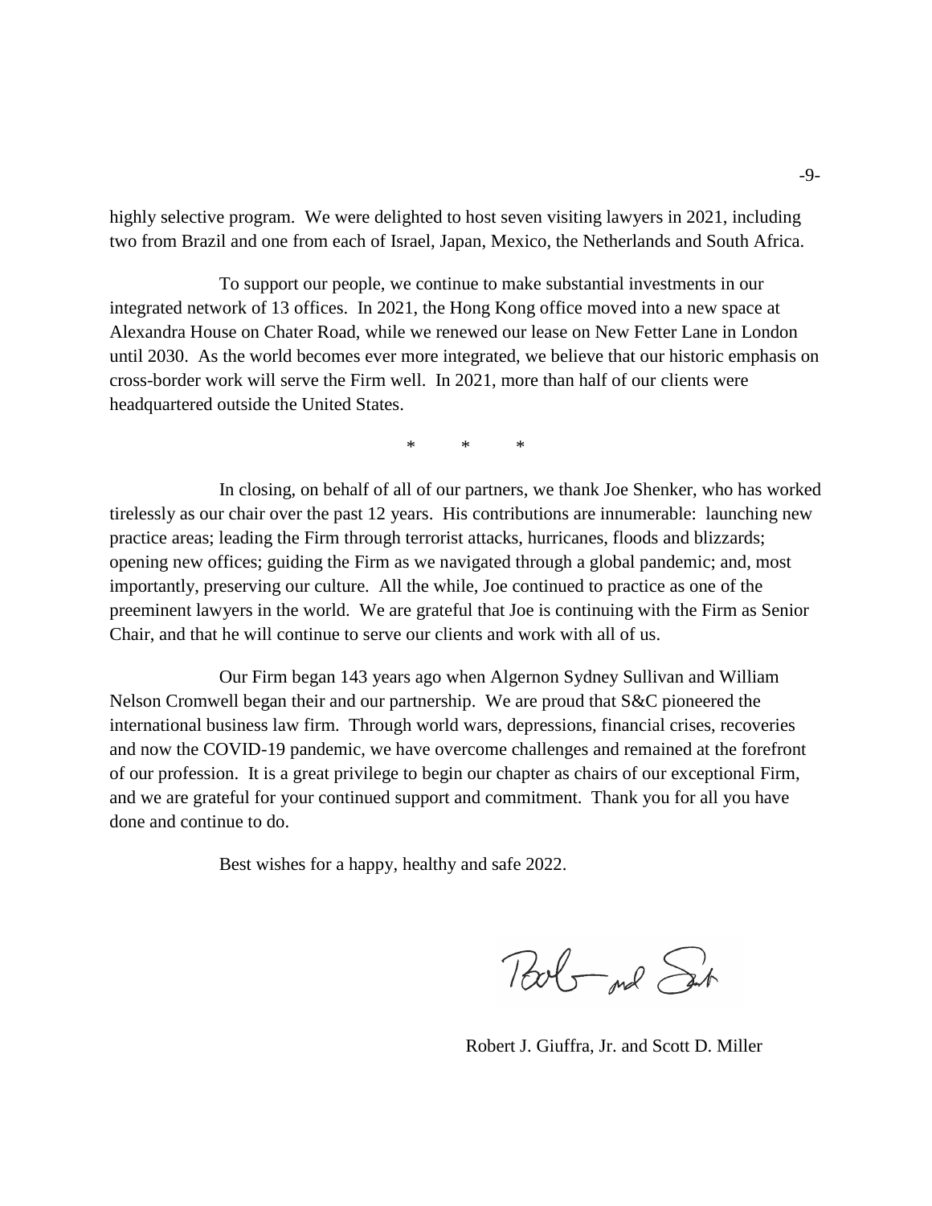highly selective program. We were delighted to host seven visiting lawyers in 2021, including two from Brazil and one from each of Israel, Japan, Mexico, the Netherlands and South Africa.

To support our people, we continue to make substantial investments in our integrated network of 13 offices. In 2021, the Hong Kong office moved into a new space at Alexandra House on Chater Road, while we renewed our lease on New Fetter Lane in London until 2030. As the world becomes ever more integrated, we believe that our historic emphasis on cross-border work will serve the Firm well. In 2021, more than half of our clients were headquartered outside the United States.

\* \* \*

In closing, on behalf of all of our partners, we thank Joe Shenker, who has worked tirelessly as our chair over the past 12 years. His contributions are innumerable: launching new practice areas; leading the Firm through terrorist attacks, hurricanes, floods and blizzards; opening new offices; guiding the Firm as we navigated through a global pandemic; and, most importantly, preserving our culture. All the while, Joe continued to practice as one of the preeminent lawyers in the world. We are grateful that Joe is continuing with the Firm as Senior Chair, and that he will continue to serve our clients and work with all of us.

Our Firm began 143 years ago when Algernon Sydney Sullivan and William Nelson Cromwell began their and our partnership. We are proud that S&C pioneered the international business law firm. Through world wars, depressions, financial crises, recoveries and now the COVID-19 pandemic, we have overcome challenges and remained at the forefront of our profession. It is a great privilege to begin our chapter as chairs of our exceptional Firm, and we are grateful for your continued support and commitment. Thank you for all you have done and continue to do.

Best wishes for a happy, healthy and safe 2022.

Bob and Scott

Robert J. Giuffra, Jr. and Scott D. Miller